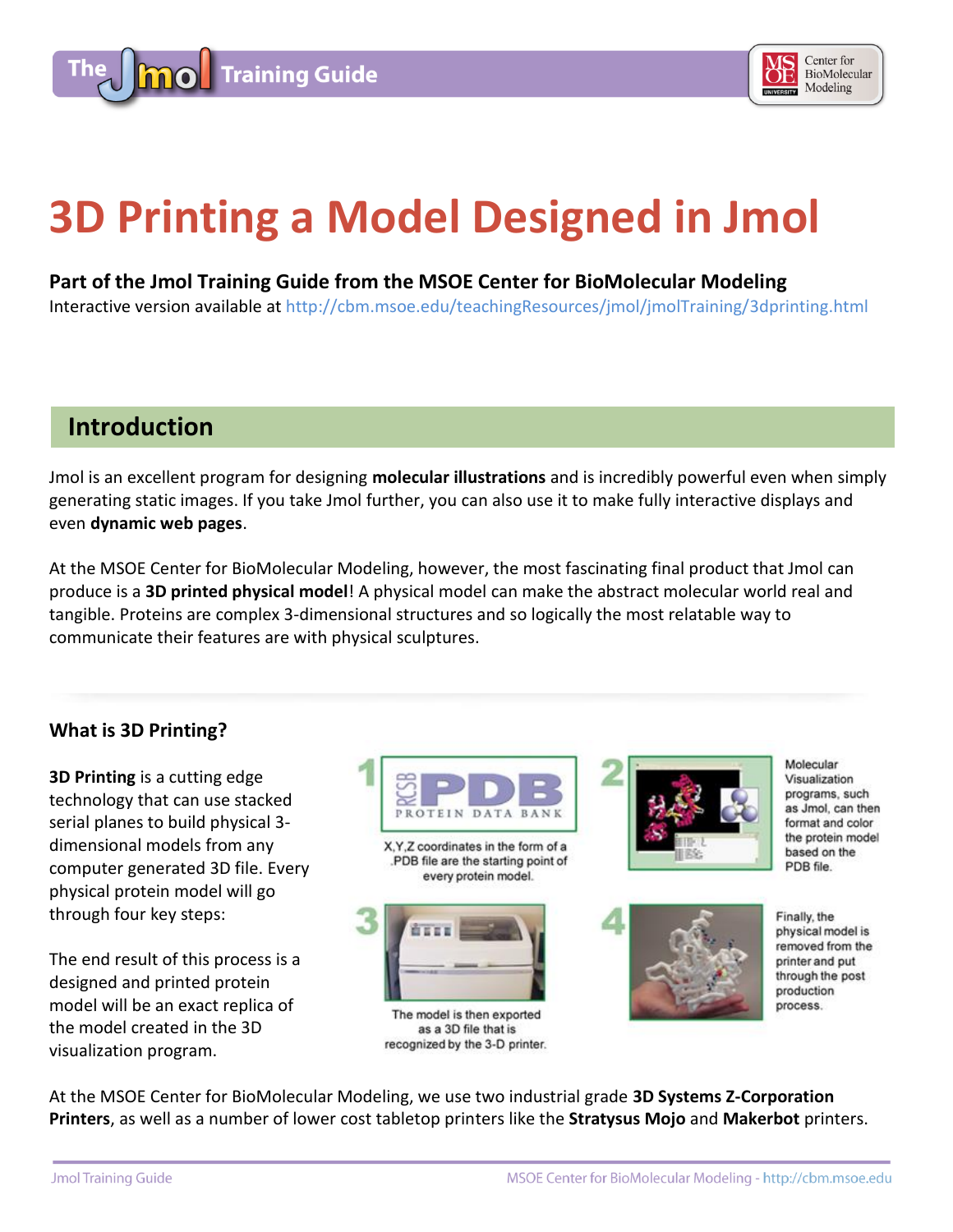# 3D Printing a Model Designed in Jmol

**Part of the Jmol Training Guide from the MSOE Center for BioMolecular Modeling**

Interactive version available at http://cbm.msoe.edu/teachingResources/jmol/jmolTraining/3dprinting.html

## Introduction

Jmol is an excellent program for designing **molecular illustrations** and is incredibly powerful even when simply generating static images. If you take Jmol further, you can also use it to make fully interactive displays and even **dynamic web pages**.

At the MSOE Center for BioMolecular Modeling, however, the most fascinating final product that Jmol can produce is a **3D printed physical model**! A physical model can make the abstract molecular world real and tangible. Proteins are complex 3-dimensional structures and so logically the most relatable way to communicate their features are with physical sculptures.

### What is 3D Printing?

**3D Printing** is a cutting edge technology that can use stacked serial planes to build physical 3-dimensional models from any computer generated 3D file. Every physical protein model will go through four key steps:

The end result of this process is a designed and printed protein model will be an exact replica of the model created in the 3D visualization program.

1. X,Y,Z coordinates in the form of a .PDB file are the starting point of every protein model.
2. Molecular Visualization programs, such as Jmol, can then format and color the protein model based on the PDB file.
3. The model is then exported as a 3D file that is recognized by the 3-D printer.
4. Finally, the physical model is removed from the printer and put through the post production process.

At the MSOE Center for BioMolecular Modeling, we use two industrial grade **3D Systems Z-Corporation Printers**, as well as a number of lower cost tabletop printers like the **Stratysus Mojo** and **Makerbot** printers.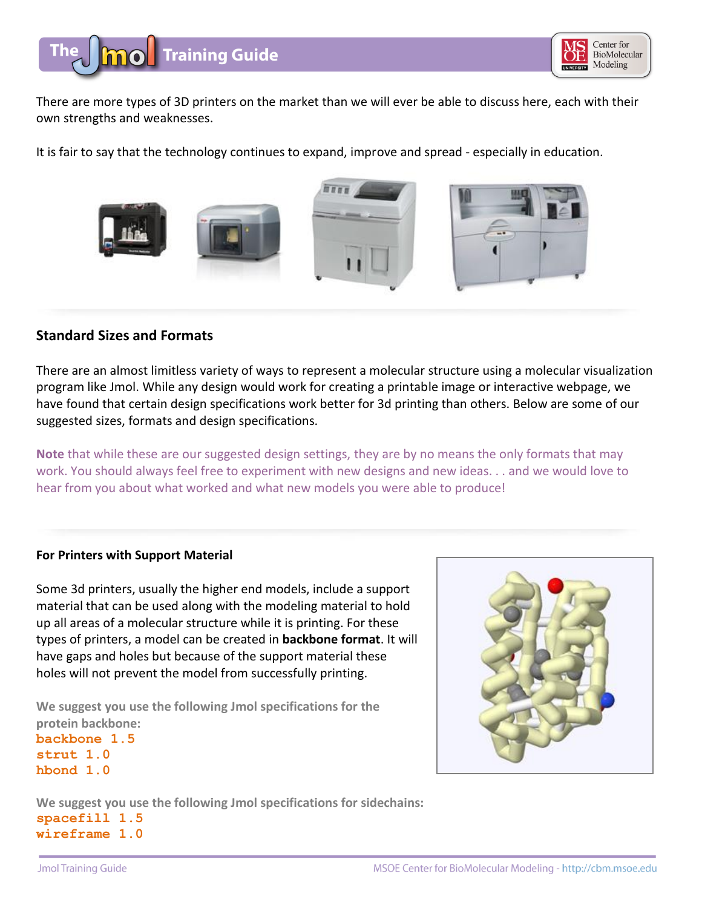There are more types of 3D printers on the market than we will ever be able to discuss here, each with their own strengths and weaknesses.

It is fair to say that the technology continues to expand, improve and spread - especially in education.

## Standard Sizes and Formats

There are an almost limitless variety of ways to represent a molecular structure using a molecular visualization program like Jmol. While any design would work for creating a printable image or interactive webpage, we have found that certain design specifications work better for 3d printing than others. Below are some of our suggested sizes, formats and design specifications.

**Note** that while these are our suggested design settings, they are by no means the only formats that may work. You should always feel free to experiment with new designs and new ideas. . . and we would love to hear from you about what worked and what new models you were able to produce!

### For Printers with Support Material

Some 3d printers, usually the higher end models, include a support material that can be used along with the modeling material to hold up all areas of a molecular structure while it is printing. For these types of printers, a model can be created in **backbone format**. It will have gaps and holes but because of the support material these holes will not prevent the model from successfully printing.

**We suggest you use the following Jmol specifications for the protein backbone:**

```
backbone 1.5
strut 1.0
hbond 1.0
```

**We suggest you use the following Jmol specifications for sidechains:**

```
spacefill 1.5
wireframe 1.0
```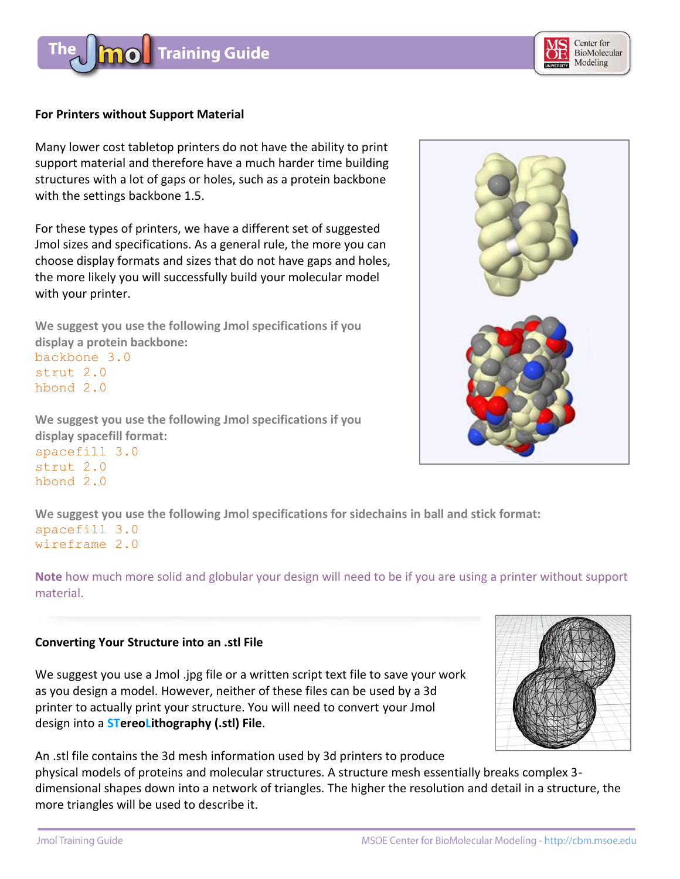## For Printers without Support Material

Many lower cost tabletop printers do not have the ability to print support material and therefore have a much harder time building structures with a lot of gaps or holes, such as a protein backbone with the settings backbone 1.5.

For these types of printers, we have a different set of suggested Jmol sizes and specifications. As a general rule, the more you can choose display formats and sizes that do not have gaps and holes, the more likely you will successfully build your molecular model with your printer.

**We suggest you use the following Jmol specifications if you display a protein backbone:**

```
backbone 3.0
strut 2.0
hbond 2.0
```

**We suggest you use the following Jmol specifications if you display spacefill format:**

```
spacefill 3.0
strut 2.0
hbond 2.0
```

**We suggest you use the following Jmol specifications for sidechains in ball and stick format:**

```
spacefill 3.0
wireframe 2.0
```

**Note** how much more solid and globular your design will need to be if you are using a printer without support material.

## Converting Your Structure into an .stl File

We suggest you use a Jmol .jpg file or a written script text file to save your work as you design a model. However, neither of these files can be used by a 3d printer to actually print your structure. You will need to convert your Jmol design into a **STereoLithography (.stl) File**.

An .stl file contains the 3d mesh information used by 3d printers to produce physical models of proteins and molecular structures. A structure mesh essentially breaks complex 3-dimensional shapes down into a network of triangles. The higher the resolution and detail in a structure, the more triangles will be used to describe it.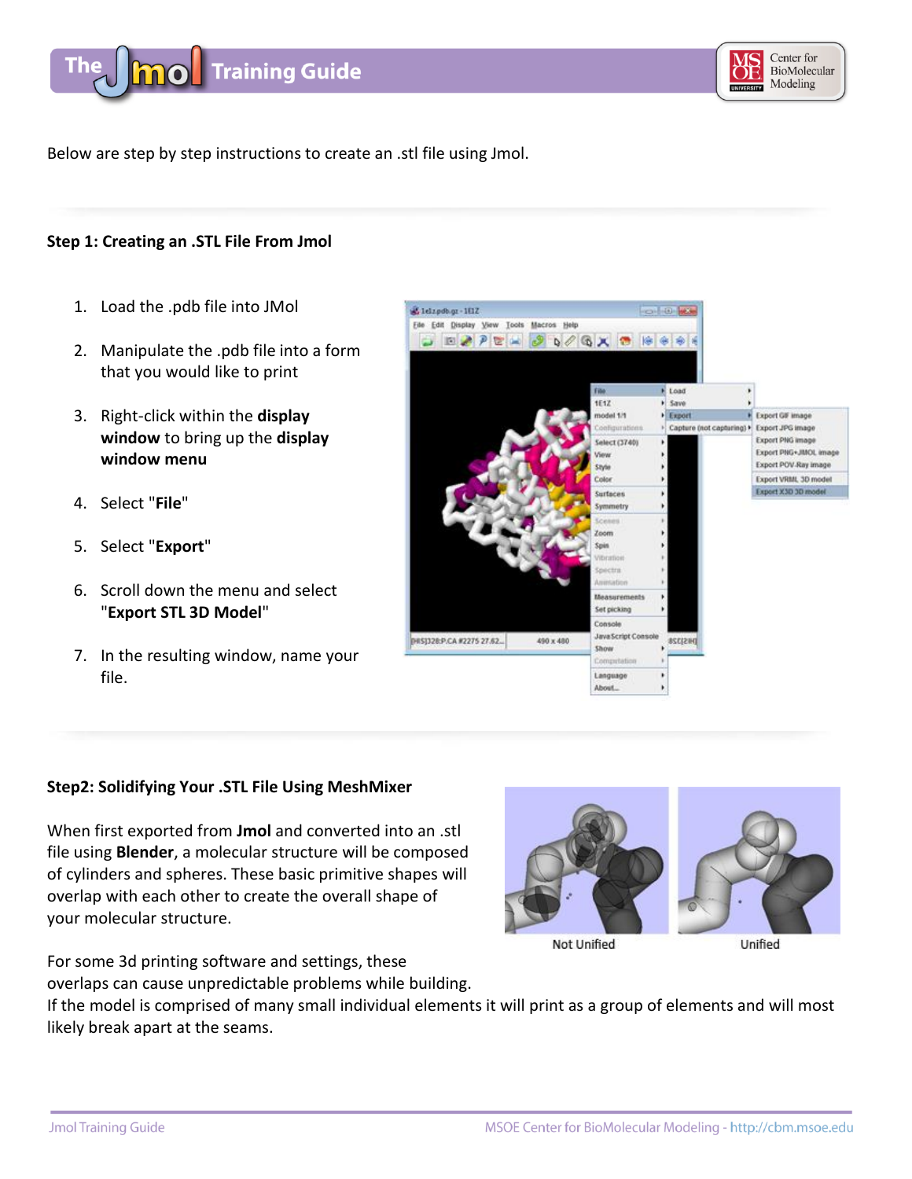Below are step by step instructions to create an .stl file using Jmol.

**Step 1: Creating an .STL File From Jmol**

1. Load the .pdb file into JMol
2. Manipulate the .pdb file into a form that you would like to print
3. Right-click within the **display window** to bring up the **display window menu**
4. Select "**File**"
5. Select "**Export**"
6. Scroll down the menu and select "**Export STL 3D Model**"
7. In the resulting window, name your file.

**Step2: Solidifying Your .STL File Using MeshMixer**

When first exported from **Jmol** and converted into an .stl file using **Blender**, a molecular structure will be composed of cylinders and spheres. These basic primitive shapes will overlap with each other to create the overall shape of your molecular structure.

Not Unified

Unified

For some 3d printing software and settings, these overlaps can cause unpredictable problems while building. If the model is comprised of many small individual elements it will print as a group of elements and will most likely break apart at the seams.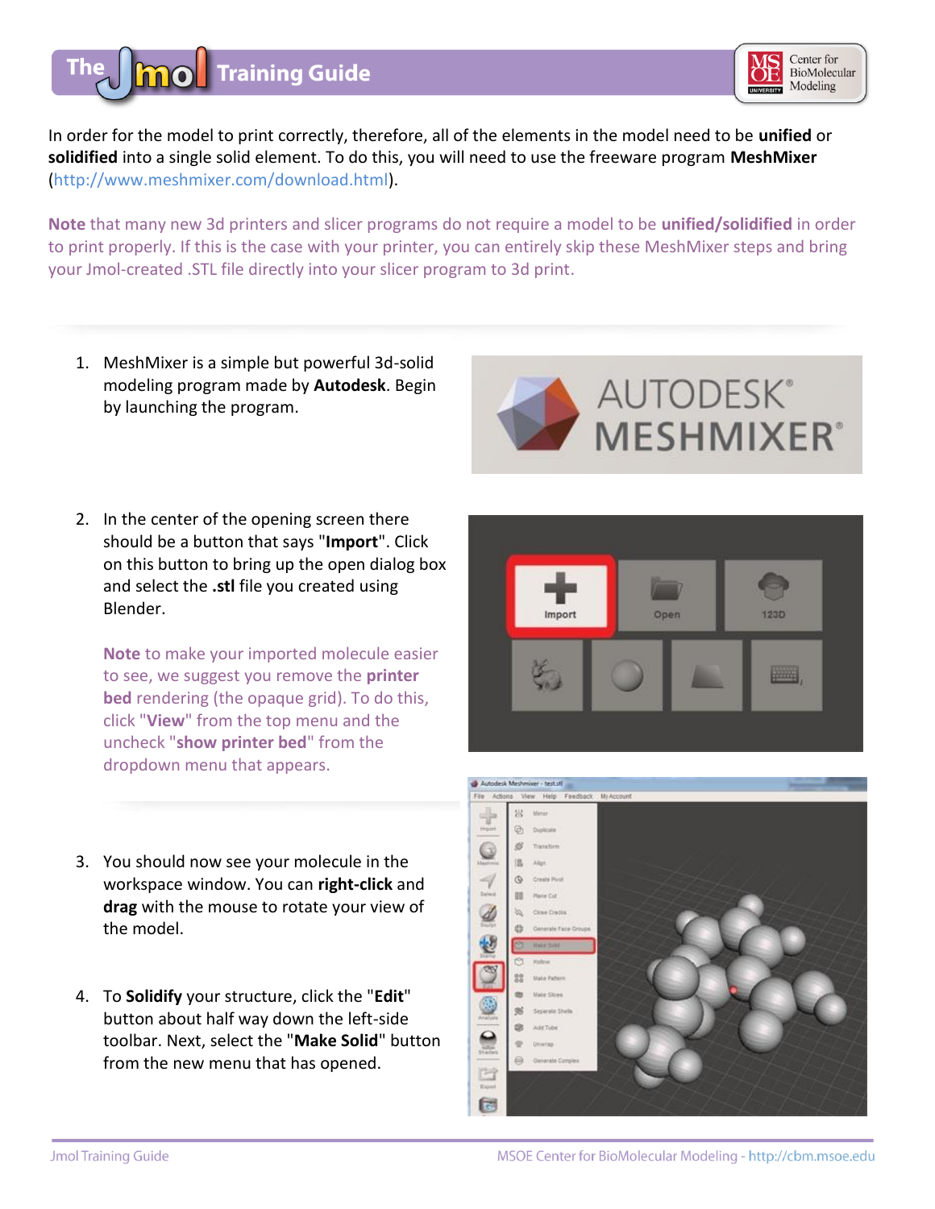In order for the model to print correctly, therefore, all of the elements in the model need to be **unified** or **solidified** into a single solid element. To do this, you will need to use the freeware program **MeshMixer** (http://www.meshmixer.com/download.html).

**Note** that many new 3d printers and slicer programs do not require a model to be **unified/solidified** in order to print properly. If this is the case with your printer, you can entirely skip these MeshMixer steps and bring your Jmol-created .STL file directly into your slicer program to 3d print.

1. MeshMixer is a simple but powerful 3d-solid modeling program made by **Autodesk**. Begin by launching the program.

2. In the center of the opening screen there should be a button that says "**Import**". Click on this button to bring up the open dialog box and select the **.stl** file you created using Blender.

   **Note** to make your imported molecule easier to see, we suggest you remove the **printer bed** rendering (the opaque grid). To do this, click "**View**" from the top menu and the uncheck "**show printer bed**" from the dropdown menu that appears.

3. You should now see your molecule in the workspace window. You can **right-click** and **drag** with the mouse to rotate your view of the model.

4. To **Solidify** your structure, click the "**Edit**" button about half way down the left-side toolbar. Next, select the "**Make Solid**" button from the new menu that has opened.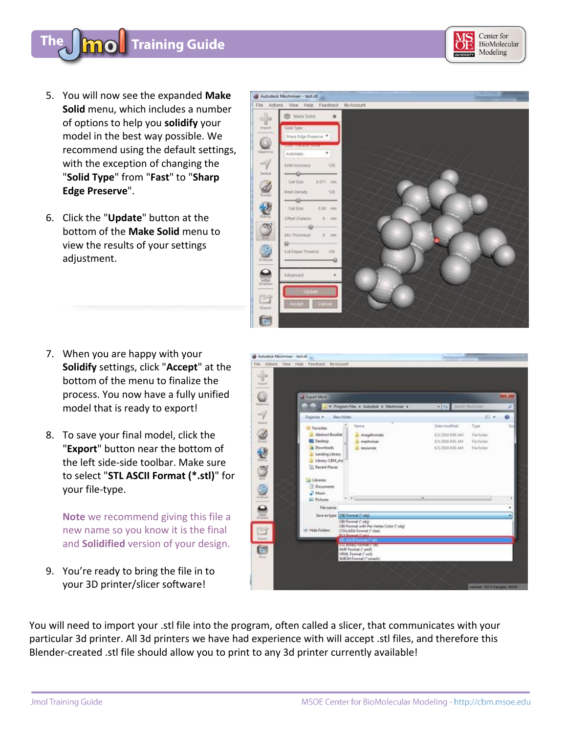5. You will now see the expanded **Make Solid** menu, which includes a number of options to help you **solidify** your model in the best way possible. We recommend using the default settings, with the exception of changing the "**Solid Type**" from "**Fast**" to "**Sharp Edge Preserve**".

6. Click the "**Update**" button at the bottom of the **Make Solid** menu to view the results of your settings adjustment.

7. When you are happy with your **Solidify** settings, click "**Accept**" at the bottom of the menu to finalize the process. You now have a fully unified model that is ready to export!

8. To save your final model, click the "**Export**" button near the bottom of the left side-side toolbar. Make sure to select "**STL ASCII Format (*.stl)**" for your file-type.

   **Note** we recommend giving this file a new name so you know it is the final and **Solidified** version of your design.

9. You're ready to bring the file in to your 3D printer/slicer software!

You will need to import your .stl file into the program, often called a slicer, that communicates with your particular 3d printer. All 3d printers we have had experience with will accept .stl files, and therefore this Blender-created .stl file should allow you to print to any 3d printer currently available!